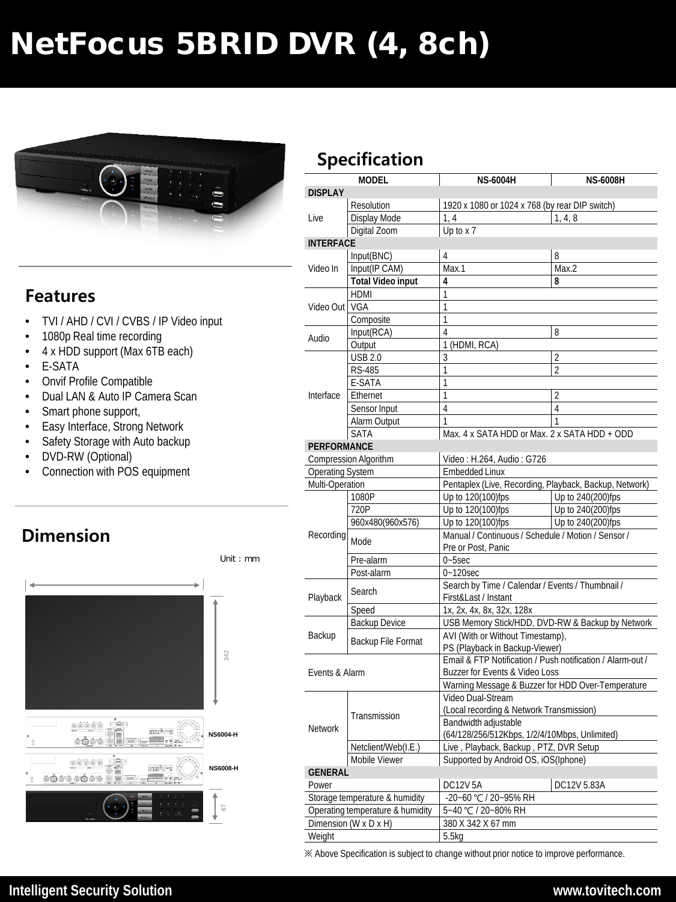# NetFocus 5BRID DVR (4, 8ch)

## Features

- TVI / AHD / CVI / CVBS / IP Video input
- 1080p Real time recording
- 4 x HDD support (Max 6TB each)
- E-SATA
- Onvif Profile Compatible
- Dual LAN & Auto IP Camera Scan
- Smart phone support,
- Easy Interface, Strong Network
- Safety Storage with Auto backup
- DVD-RW (Optional)
- Connection with POS equipment

## Dimension

Unit : mm

342

NS6004-H

NS6008-H

67

## Specification

| MODEL | | NS-6004H | NS-6008H |
|---|---|---|---|
| **DISPLAY** | | | |
| Live | Resolution | 1920 x 1080 or 1024 x 768 (by rear DIP switch) | |
| | Display Mode | 1, 4 | 1, 4, 8 |
| | Digital Zoom | Up to x 7 | |
| **INTERFACE** | | | |
| Video In | Input(BNC) | 4 | 8 |
| | Input(IP CAM) | Max.1 | Max.2 |
| | **Total Video input** | **4** | **8** |
| Video Out | HDMI | 1 | |
| | VGA | 1 | |
| | Composite | 1 | |
| Audio | Input(RCA) | 4 | 8 |
| | Output | 1 (HDMI, RCA) | |
| Interface | USB 2.0 | 3 | 2 |
| | RS-485 | 1 | 2 |
| | E-SATA | 1 | |
| | Ethernet | 1 | 2 |
| | Sensor Input | 4 | 4 |
| | Alarm Output | 1 | 1 |
| | SATA | Max. 4 x SATA HDD or Max. 2 x SATA HDD + ODD | |
| **PERFORMANCE** | | | |
| Compression Algorithm | | Video : H.264, Audio : G726 | |
| Operating System | | Embedded Linux | |
| Multi-Operation | | Pentaplex (Live, Recording, Playback, Backup, Network) | |
| Recording | 1080P | Up to 120(100)fps | Up to 240(200)fps |
| | 720P | Up to 120(100)fps | Up to 240(200)fps |
| | 960x480(960x576) | Up to 120(100)fps | Up to 240(200)fps |
| | Mode | Manual / Continuous / Schedule / Motion / Sensor / Pre or Post, Panic | |
| | Pre-alarm | 0~5sec | |
| | Post-alarm | 0~120sec | |
| Playback | Search | Search by Time / Calendar / Events / Thumbnail / First&Last / Instant | |
| | Speed | 1x, 2x, 4x, 8x, 32x, 128x | |
| Backup | Backup Device | USB Memory Stick/HDD, DVD-RW & Backup by Network | |
| | Backup File Format | AVI (With or Without Timestamp), PS (Playback in Backup-Viewer) | |
| Events & Alarm | | Email & FTP Notification / Push notification / Alarm-out / Buzzer for Events & Video Loss | |
| | | Warning Message & Buzzer for HDD Over-Temperature | |
| Network | Transmission | Video Dual-Stream (Local recording & Network Transmission) | |
| | | Bandwidth adjustable (64/128/256/512Kbps, 1/2/4/10Mbps, Unlimited) | |
| | Netclient/Web(I.E.) | Live , Playback, Backup , PTZ, DVR Setup | |
| | Mobile Viewer | Supported by Android OS, iOS(Iphone) | |
| **GENERAL** | | | |
| Power | | DC12V 5A | DC12V 5.83A |
| Storage temperature & humidity | | -20~60 ℃ / 20~95% RH | |
| Operating temperature & humidity | | 5~40 ℃ / 20~80% RH | |
| Dimension (W x D x H) | | 380 X 342 X 67 mm | |
| Weight | | 5.5kg | |

※ Above Specification is subject to change without prior notice to improve performance.

Intelligent Security Solution www.tovitech.com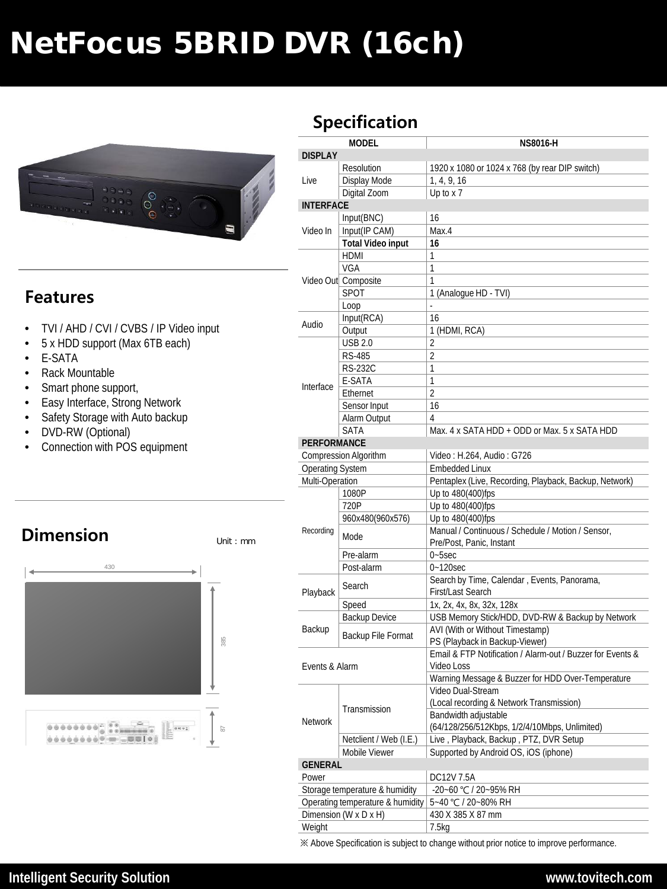# NetFocus 5BRID DVR (16ch)

## Features

- TVI / AHD / CVI / CVBS / IP Video input
- 5 x HDD support (Max 6TB each)
- E-SATA
- Rack Mountable
- Smart phone support,
- Easy Interface, Strong Network
- Safety Storage with Auto backup
- DVD-RW (Optional)
- Connection with POS equipment

## Dimension

Unit : mm

430

385

87

## Specification

| MODEL | | NS8016-H |
|---|---|---|
| **DISPLAY** | | |
| Live | Resolution | 1920 x 1080 or 1024 x 768 (by rear DIP switch) |
| | Display Mode | 1, 4, 9, 16 |
| | Digital Zoom | Up to x 7 |
| **INTERFACE** | | |
| Video In | Input(BNC) | 16 |
| | Input(IP CAM) | Max.4 |
| | **Total Video input** | **16** |
| Video Out | HDMI | 1 |
| | VGA | 1 |
| | Composite | 1 |
| | SPOT | 1 (Analogue HD - TVI) |
| | Loop | - |
| Audio | Input(RCA) | 16 |
| | Output | 1 (HDMI, RCA) |
| Interface | USB 2.0 | 2 |
| | RS-485 | 2 |
| | RS-232C | 1 |
| | E-SATA | 1 |
| | Ethernet | 2 |
| | Sensor Input | 16 |
| | Alarm Output | 4 |
| | SATA | Max. 4 x SATA HDD + ODD or Max. 5 x SATA HDD |
| **PERFORMANCE** | | |
| Compression Algorithm | | Video : H.264, Audio : G726 |
| Operating System | | Embedded Linux |
| Multi-Operation | | Pentaplex (Live, Recording, Playback, Backup, Network) |
| Recording | 1080P | Up to 480(400)fps |
| | 720P | Up to 480(400)fps |
| | 960x480(960x576) | Up to 480(400)fps |
| | Mode | Manual / Continuous / Schedule / Motion / Sensor, Pre/Post, Panic, Instant |
| | Pre-alarm | 0~5sec |
| | Post-alarm | 0~120sec |
| Playback | Search | Search by Time, Calendar , Events, Panorama, First/Last Search |
| | Speed | 1x, 2x, 4x, 8x, 32x, 128x |
| Backup | Backup Device | USB Memory Stick/HDD, DVD-RW & Backup by Network |
| | Backup File Format | AVI (With or Without Timestamp) PS (Playback in Backup-Viewer) |
| Events & Alarm | | Email & FTP Notification / Alarm-out / Buzzer for Events & Video Loss |
| | | Warning Message & Buzzer for HDD Over-Temperature |
| Network | Transmission | Video Dual-Stream (Local recording & Network Transmission) |
| | | Bandwidth adjustable (64/128/256/512Kbps, 1/2/4/10Mbps, Unlimited) |
| | Netclient / Web (I.E.) | Live , Playback, Backup , PTZ, DVR Setup |
| | Mobile Viewer | Supported by Android OS, iOS (iphone) |
| **GENERAL** | | |
| Power | | DC12V 7.5A |
| Storage temperature & humidity | | -20~60 ℃ / 20~95% RH |
| Operating temperature & humidity | | 5~40 ℃ / 20~80% RH |
| Dimension (W x D x H) | | 430 X 385 X 87 mm |
| Weight | | 7.5kg |

※ Above Specification is subject to change without prior notice to improve performance.

Intelligent Security Solution www.tovitech.com